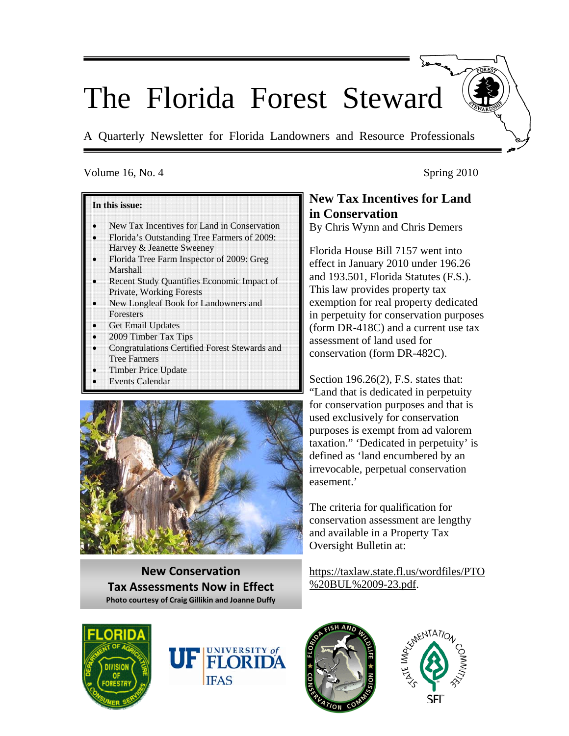# The Florida Forest Steward

A Quarterly Newsletter for Florida Landowners and Resource Professionals

Volume 16, No. 4 Spring 2010

**In this issue:**

- New Tax Incentives for Land in Conservation
- Florida's Outstanding Tree Farmers of 2009: Harvey & Jeanette Sweeney
- Florida Tree Farm Inspector of 2009: Greg Marshall
- Recent Study Quantifies Economic Impact of Private, Working Forests
- New Longleaf Book for Landowners and Foresters
- Get Email Updates
- 2009 Timber Tax Tips
- Congratulations Certified Forest Stewards and Tree Farmers
- Timber Price Update
- Events Calendar

**New Conservation Tax Assessments Now in Effect**
**Photo courtesy of Craig Gillikin and Joanne Duffy**

## New Tax Incentives for Land in Conservation

By Chris Wynn and Chris Demers

Florida House Bill 7157 went into effect in January 2010 under 196.26 and 193.501, Florida Statutes (F.S.). This law provides property tax exemption for real property dedicated in perpetuity for conservation purposes (form DR-418C) and a current use tax assessment of land used for conservation (form DR-482C).

Section 196.26(2), F.S. states that: "Land that is dedicated in perpetuity for conservation purposes and that is used exclusively for conservation purposes is exempt from ad valorem taxation." 'Dedicated in perpetuity' is defined as 'land encumbered by an irrevocable, perpetual conservation easement.'

The criteria for qualification for conservation assessment are lengthy and available in a Property Tax Oversight Bulletin at:

https://taxlaw.state.fl.us/wordfiles/PTO%20BUL%2009-23.pdf.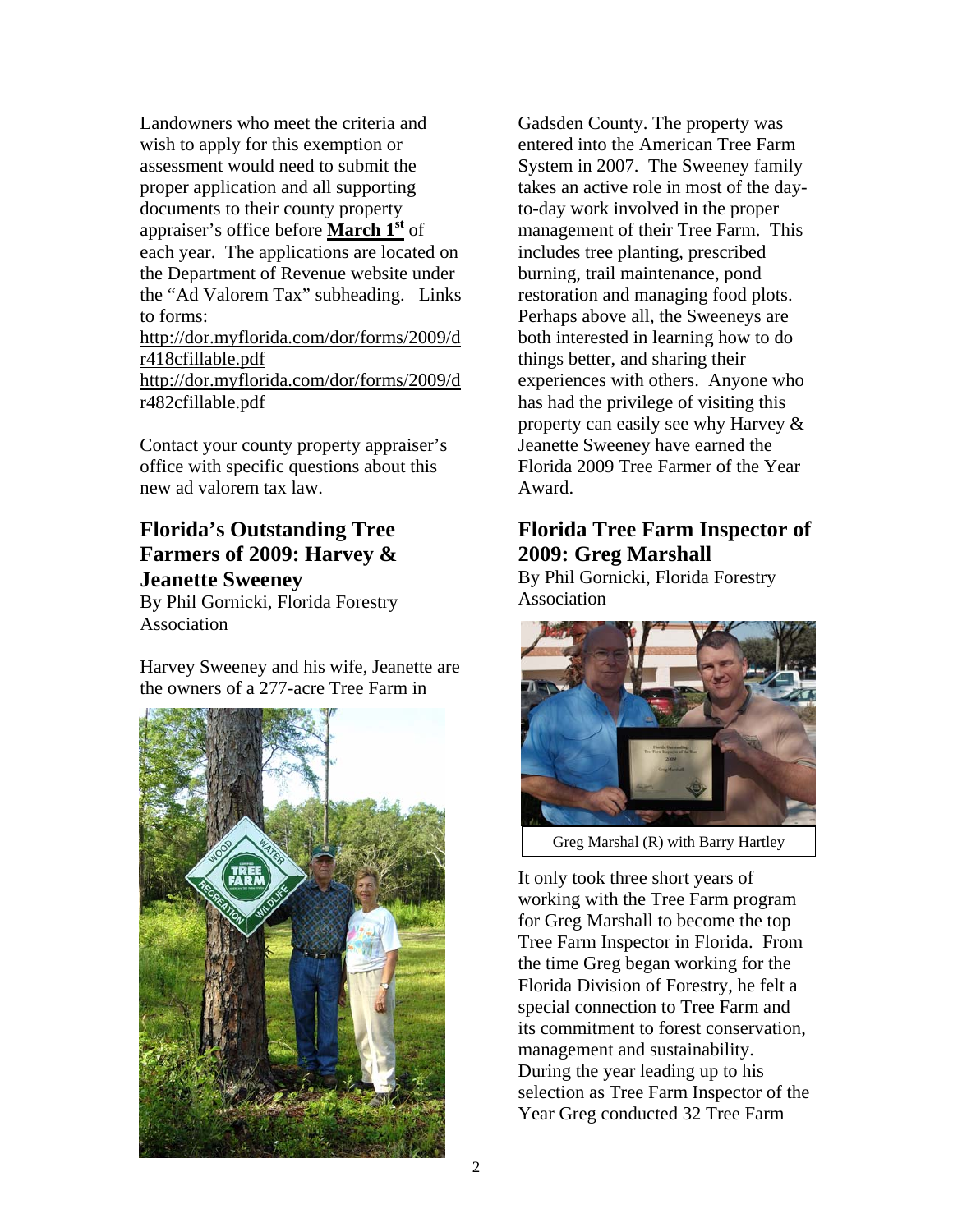Landowners who meet the criteria and wish to apply for this exemption or assessment would need to submit the proper application and all supporting documents to their county property appraiser's office before **March 1st** of each year. The applications are located on the Department of Revenue website under the "Ad Valorem Tax" subheading. Links to forms:
http://dor.myflorida.com/dor/forms/2009/dr418cfillable.pdf
http://dor.myflorida.com/dor/forms/2009/dr482cfillable.pdf

Contact your county property appraiser's office with specific questions about this new ad valorem tax law.

## Florida's Outstanding Tree Farmers of 2009: Harvey & Jeanette Sweeney

By Phil Gornicki, Florida Forestry Association

Harvey Sweeney and his wife, Jeanette are the owners of a 277-acre Tree Farm in Gadsden County. The property was entered into the American Tree Farm System in 2007. The Sweeney family takes an active role in most of the day-to-day work involved in the proper management of their Tree Farm. This includes tree planting, prescribed burning, trail maintenance, pond restoration and managing food plots. Perhaps above all, the Sweeneys are both interested in learning how to do things better, and sharing their experiences with others. Anyone who has had the privilege of visiting this property can easily see why Harvey & Jeanette Sweeney have earned the Florida 2009 Tree Farmer of the Year Award.

## Florida Tree Farm Inspector of 2009: Greg Marshall

By Phil Gornicki, Florida Forestry Association

Greg Marshal (R) with Barry Hartley

It only took three short years of working with the Tree Farm program for Greg Marshall to become the top Tree Farm Inspector in Florida. From the time Greg began working for the Florida Division of Forestry, he felt a special connection to Tree Farm and its commitment to forest conservation, management and sustainability. During the year leading up to his selection as Tree Farm Inspector of the Year Greg conducted 32 Tree Farm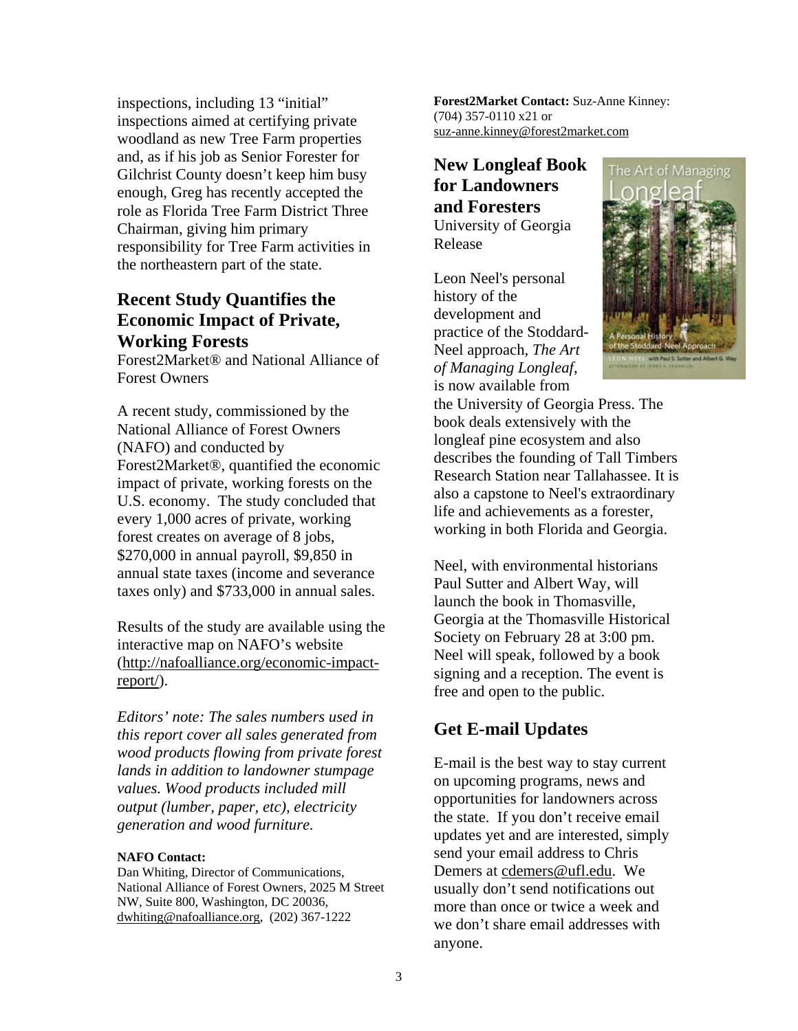inspections, including 13 "initial" inspections aimed at certifying private woodland as new Tree Farm properties and, as if his job as Senior Forester for Gilchrist County doesn't keep him busy enough, Greg has recently accepted the role as Florida Tree Farm District Three Chairman, giving him primary responsibility for Tree Farm activities in the northeastern part of the state.

## Recent Study Quantifies the Economic Impact of Private, Working Forests

Forest2Market® and National Alliance of Forest Owners

A recent study, commissioned by the National Alliance of Forest Owners (NAFO) and conducted by Forest2Market®, quantified the economic impact of private, working forests on the U.S. economy. The study concluded that every 1,000 acres of private, working forest creates on average of 8 jobs, $270,000 in annual payroll, $9,850 in annual state taxes (income and severance taxes only) and $733,000 in annual sales.

Results of the study are available using the interactive map on NAFO's website (http://nafoalliance.org/economic-impact-report/).

*Editors' note: The sales numbers used in this report cover all sales generated from wood products flowing from private forest lands in addition to landowner stumpage values. Wood products included mill output (lumber, paper, etc), electricity generation and wood furniture.*

**NAFO Contact:**
Dan Whiting, Director of Communications, National Alliance of Forest Owners, 2025 M Street NW, Suite 800, Washington, DC 20036, dwhiting@nafoalliance.org, (202) 367-1222

**Forest2Market Contact:** Suz-Anne Kinney: (704) 357-0110 x21 or suz-anne.kinney@forest2market.com

## New Longleaf Book for Landowners and Foresters

University of Georgia Release

Leon Neel's personal history of the development and practice of the Stoddard-Neel approach, *The Art of Managing Longleaf*, is now available from the University of Georgia Press. The book deals extensively with the longleaf pine ecosystem and also describes the founding of Tall Timbers Research Station near Tallahassee. It is also a capstone to Neel's extraordinary life and achievements as a forester, working in both Florida and Georgia.

Neel, with environmental historians Paul Sutter and Albert Way, will launch the book in Thomasville, Georgia at the Thomasville Historical Society on February 28 at 3:00 pm. Neel will speak, followed by a book signing and a reception. The event is free and open to the public.

## Get E-mail Updates

E-mail is the best way to stay current on upcoming programs, news and opportunities for landowners across the state. If you don't receive email updates yet and are interested, simply send your email address to Chris Demers at cdemers@ufl.edu. We usually don't send notifications out more than once or twice a week and we don't share email addresses with anyone.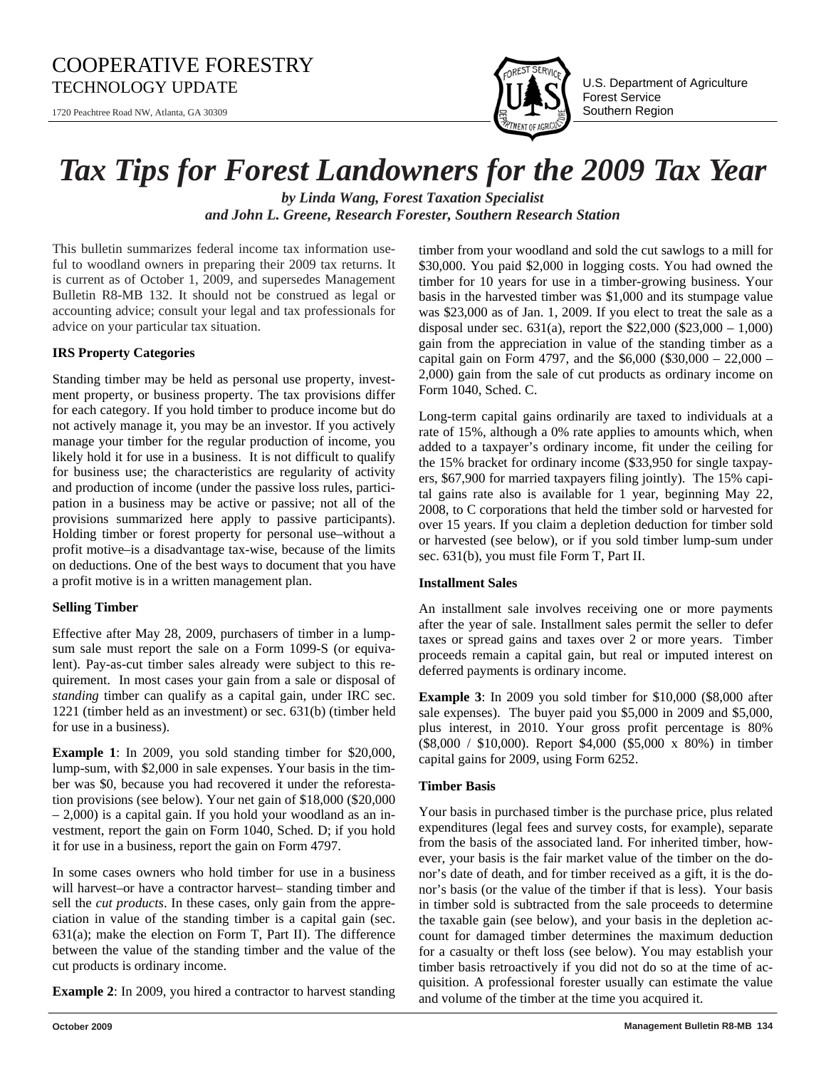# COOPERATIVE FORESTRY
TECHNOLOGY UPDATE

1720 Peachtree Road NW, Atlanta, GA 30309

U.S. Department of Agriculture
Forest Service
Southern Region

# *Tax Tips for Forest Landowners for the 2009 Tax Year*

***by Linda Wang, Forest Taxation Specialist***
***and John L. Greene, Research Forester, Southern Research Station***

This bulletin summarizes federal income tax information useful to woodland owners in preparing their 2009 tax returns. It is current as of October 1, 2009, and supersedes Management Bulletin R8-MB 132. It should not be construed as legal or accounting advice; consult your legal and tax professionals for advice on your particular tax situation.

**IRS Property Categories**

Standing timber may be held as personal use property, investment property, or business property. The tax provisions differ for each category. If you hold timber to produce income but do not actively manage it, you may be an investor. If you actively manage your timber for the regular production of income, you likely hold it for use in a business. It is not difficult to qualify for business use; the characteristics are regularity of activity and production of income (under the passive loss rules, participation in a business may be active or passive; not all of the provisions summarized here apply to passive participants). Holding timber or forest property for personal use–without a profit motive–is a disadvantage tax-wise, because of the limits on deductions. One of the best ways to document that you have a profit motive is in a written management plan.

**Selling Timber**

Effective after May 28, 2009, purchasers of timber in a lump-sum sale must report the sale on a Form 1099-S (or equivalent). Pay-as-cut timber sales already were subject to this requirement. In most cases your gain from a sale or disposal of *standing* timber can qualify as a capital gain, under IRC sec. 1221 (timber held as an investment) or sec. 631(b) (timber held for use in a business).

**Example 1**: In 2009, you sold standing timber for $20,000, lump-sum, with $2,000 in sale expenses. Your basis in the timber was $0, because you had recovered it under the reforestation provisions (see below). Your net gain of $18,000 ($20,000 – 2,000) is a capital gain. If you hold your woodland as an investment, report the gain on Form 1040, Sched. D; if you hold it for use in a business, report the gain on Form 4797.

In some cases owners who hold timber for use in a business will harvest–or have a contractor harvest– standing timber and sell the *cut products*. In these cases, only gain from the appreciation in value of the standing timber is a capital gain (sec. 631(a); make the election on Form T, Part II). The difference between the value of the standing timber and the value of the cut products is ordinary income.

**Example 2**: In 2009, you hired a contractor to harvest standing timber from your woodland and sold the cut sawlogs to a mill for $30,000. You paid $2,000 in logging costs. You had owned the timber for 10 years for use in a timber-growing business. Your basis in the harvested timber was $1,000 and its stumpage value was $23,000 as of Jan. 1, 2009. If you elect to treat the sale as a disposal under sec. 631(a), report the $22,000 ($23,000 – 1,000) gain from the appreciation in value of the standing timber as a capital gain on Form 4797, and the $6,000 ($30,000 – 22,000 – 2,000) gain from the sale of cut products as ordinary income on Form 1040, Sched. C.

Long-term capital gains ordinarily are taxed to individuals at a rate of 15%, although a 0% rate applies to amounts which, when added to a taxpayer's ordinary income, fit under the ceiling for the 15% bracket for ordinary income ($33,950 for single taxpayers, $67,900 for married taxpayers filing jointly). The 15% capital gains rate also is available for 1 year, beginning May 22, 2008, to C corporations that held the timber sold or harvested for over 15 years. If you claim a depletion deduction for timber sold or harvested (see below), or if you sold timber lump-sum under sec. 631(b), you must file Form T, Part II.

**Installment Sales**

An installment sale involves receiving one or more payments after the year of sale. Installment sales permit the seller to defer taxes or spread gains and taxes over 2 or more years. Timber proceeds remain a capital gain, but real or imputed interest on deferred payments is ordinary income.

**Example 3**: In 2009 you sold timber for $10,000 ($8,000 after sale expenses). The buyer paid you $5,000 in 2009 and $5,000, plus interest, in 2010. Your gross profit percentage is 80% ($8,000 / $10,000). Report $4,000 ($5,000 x 80%) in timber capital gains for 2009, using Form 6252.

**Timber Basis**

Your basis in purchased timber is the purchase price, plus related expenditures (legal fees and survey costs, for example), separate from the basis of the associated land. For inherited timber, however, your basis is the fair market value of the timber on the donor's date of death, and for timber received as a gift, it is the donor's basis (or the value of the timber if that is less). Your basis in timber sold is subtracted from the sale proceeds to determine the taxable gain (see below), and your basis in the depletion account for damaged timber determines the maximum deduction for a casualty or theft loss (see below). You may establish your timber basis retroactively if you did not do so at the time of acquisition. A professional forester usually can estimate the value and volume of the timber at the time you acquired it.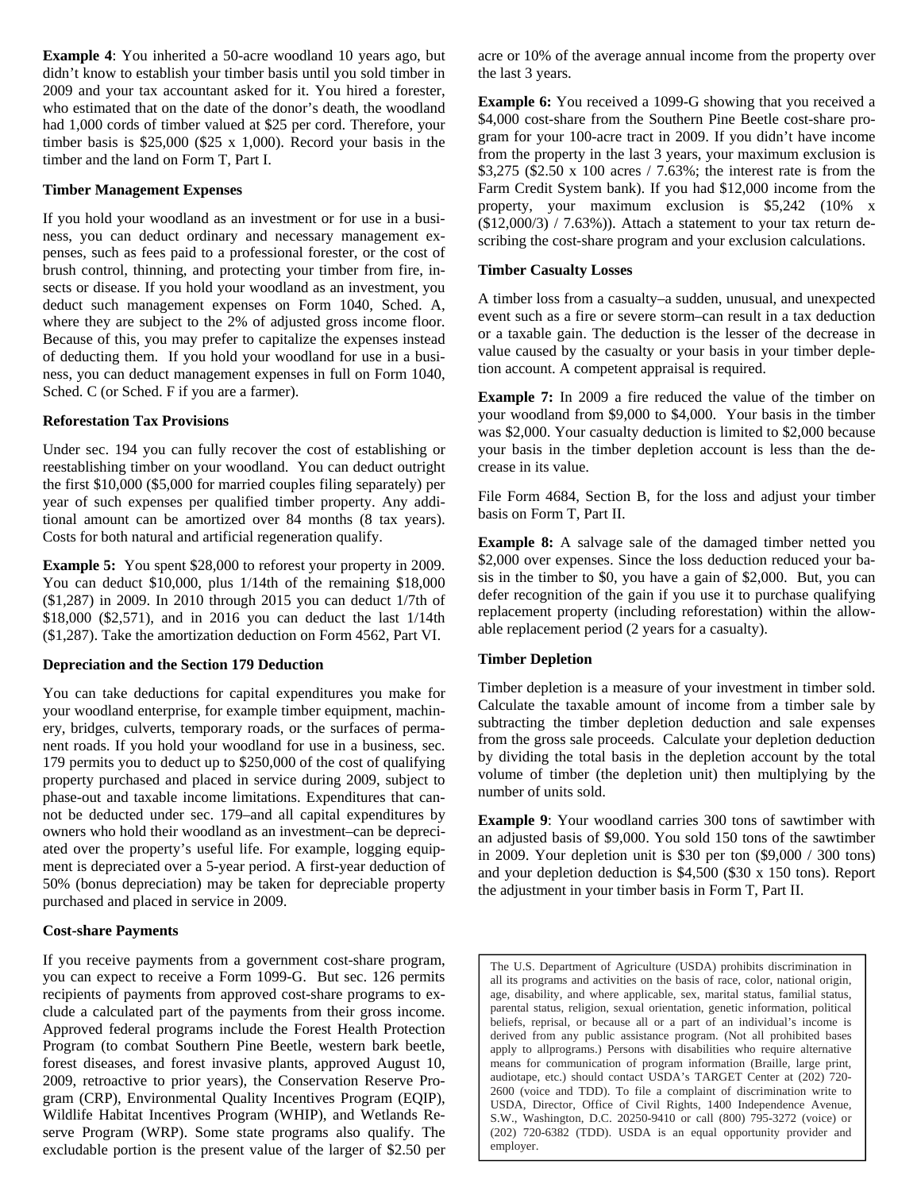**Example 4**: You inherited a 50-acre woodland 10 years ago, but didn't know to establish your timber basis until you sold timber in 2009 and your tax accountant asked for it. You hired a forester, who estimated that on the date of the donor's death, the woodland had 1,000 cords of timber valued at $25 per cord. Therefore, your timber basis is $25,000 ($25 x 1,000). Record your basis in the timber and the land on Form T, Part I.

### Timber Management Expenses

If you hold your woodland as an investment or for use in a business, you can deduct ordinary and necessary management expenses, such as fees paid to a professional forester, or the cost of brush control, thinning, and protecting your timber from fire, insects or disease. If you hold your woodland as an investment, you deduct such management expenses on Form 1040, Sched. A, where they are subject to the 2% of adjusted gross income floor. Because of this, you may prefer to capitalize the expenses instead of deducting them. If you hold your woodland for use in a business, you can deduct management expenses in full on Form 1040, Sched. C (or Sched. F if you are a farmer).

### Reforestation Tax Provisions

Under sec. 194 you can fully recover the cost of establishing or reestablishing timber on your woodland. You can deduct outright the first $10,000 ($5,000 for married couples filing separately) per year of such expenses per qualified timber property. Any additional amount can be amortized over 84 months (8 tax years). Costs for both natural and artificial regeneration qualify.

**Example 5:** You spent $28,000 to reforest your property in 2009. You can deduct $10,000, plus 1/14th of the remaining $18,000 ($1,287) in 2009. In 2010 through 2015 you can deduct 1/7th of $18,000 ($2,571), and in 2016 you can deduct the last 1/14th ($1,287). Take the amortization deduction on Form 4562, Part VI.

### Depreciation and the Section 179 Deduction

You can take deductions for capital expenditures you make for your woodland enterprise, for example timber equipment, machinery, bridges, culverts, temporary roads, or the surfaces of permanent roads. If you hold your woodland for use in a business, sec. 179 permits you to deduct up to $250,000 of the cost of qualifying property purchased and placed in service during 2009, subject to phase-out and taxable income limitations. Expenditures that cannot be deducted under sec. 179–and all capital expenditures by owners who hold their woodland as an investment–can be depreciated over the property's useful life. For example, logging equipment is depreciated over a 5-year period. A first-year deduction of 50% (bonus depreciation) may be taken for depreciable property purchased and placed in service in 2009.

### Cost-share Payments

If you receive payments from a government cost-share program, you can expect to receive a Form 1099-G. But sec. 126 permits recipients of payments from approved cost-share programs to exclude a calculated part of the payments from their gross income. Approved federal programs include the Forest Health Protection Program (to combat Southern Pine Beetle, western bark beetle, forest diseases, and forest invasive plants, approved August 10, 2009, retroactive to prior years), the Conservation Reserve Program (CRP), Environmental Quality Incentives Program (EQIP), Wildlife Habitat Incentives Program (WHIP), and Wetlands Reserve Program (WRP). Some state programs also qualify. The excludable portion is the present value of the larger of $2.50 per acre or 10% of the average annual income from the property over the last 3 years.

**Example 6:** You received a 1099-G showing that you received a $4,000 cost-share from the Southern Pine Beetle cost-share program for your 100-acre tract in 2009. If you didn't have income from the property in the last 3 years, your maximum exclusion is $3,275 ($2.50 x 100 acres / 7.63%; the interest rate is from the Farm Credit System bank). If you had $12,000 income from the property, your maximum exclusion is $5,242 (10% x ($12,000/3) / 7.63%)). Attach a statement to your tax return describing the cost-share program and your exclusion calculations.

### Timber Casualty Losses

A timber loss from a casualty–a sudden, unusual, and unexpected event such as a fire or severe storm–can result in a tax deduction or a taxable gain. The deduction is the lesser of the decrease in value caused by the casualty or your basis in your timber depletion account. A competent appraisal is required.

**Example 7:** In 2009 a fire reduced the value of the timber on your woodland from $9,000 to $4,000. Your basis in the timber was $2,000. Your casualty deduction is limited to $2,000 because your basis in the timber depletion account is less than the decrease in its value.

File Form 4684, Section B, for the loss and adjust your timber basis on Form T, Part II.

**Example 8:** A salvage sale of the damaged timber netted you $2,000 over expenses. Since the loss deduction reduced your basis in the timber to $0, you have a gain of $2,000. But, you can defer recognition of the gain if you use it to purchase qualifying replacement property (including reforestation) within the allowable replacement period (2 years for a casualty).

### Timber Depletion

Timber depletion is a measure of your investment in timber sold. Calculate the taxable amount of income from a timber sale by subtracting the timber depletion deduction and sale expenses from the gross sale proceeds. Calculate your depletion deduction by dividing the total basis in the depletion account by the total volume of timber (the depletion unit) then multiplying by the number of units sold.

**Example 9**: Your woodland carries 300 tons of sawtimber with an adjusted basis of $9,000. You sold 150 tons of the sawtimber in 2009. Your depletion unit is $30 per ton ($9,000 / 300 tons) and your depletion deduction is $4,500 ($30 x 150 tons). Report the adjustment in your timber basis in Form T, Part II.

The U.S. Department of Agriculture (USDA) prohibits discrimination in all its programs and activities on the basis of race, color, national origin, age, disability, and where applicable, sex, marital status, familial status, parental status, religion, sexual orientation, genetic information, political beliefs, reprisal, or because all or a part of an individual's income is derived from any public assistance program. (Not all prohibited bases apply to allprograms.) Persons with disabilities who require alternative means for communication of program information (Braille, large print, audiotape, etc.) should contact USDA's TARGET Center at (202) 720-2600 (voice and TDD). To file a complaint of discrimination write to USDA, Director, Office of Civil Rights, 1400 Independence Avenue, S.W., Washington, D.C. 20250-9410 or call (800) 795-3272 (voice) or (202) 720-6382 (TDD). USDA is an equal opportunity provider and employer.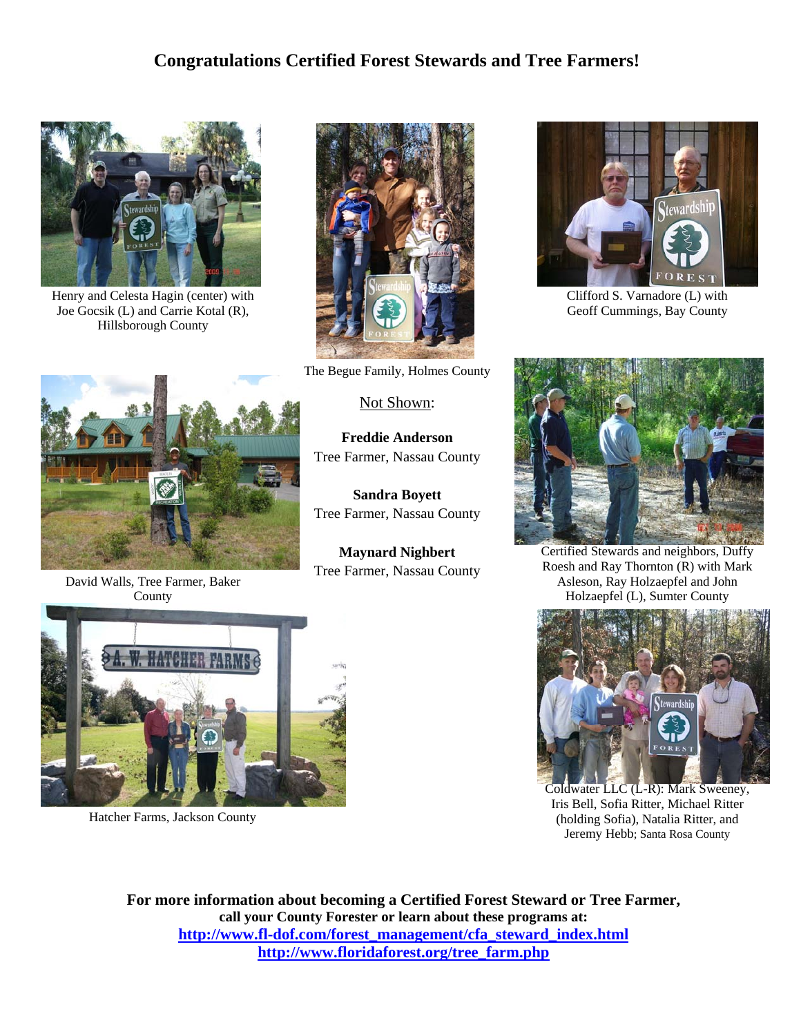# Congratulations Certified Forest Stewards and Tree Farmers!

Henry and Celesta Hagin (center) with Joe Gocsik (L) and Carrie Kotal (R), Hillsborough County

The Begue Family, Holmes County

Clifford S. Varnadore (L) with Geoff Cummings, Bay County

David Walls, Tree Farmer, Baker County

Not Shown:

**Freddie Anderson**
Tree Farmer, Nassau County

**Sandra Boyett**
Tree Farmer, Nassau County

**Maynard Nighbert**
Tree Farmer, Nassau County

Certified Stewards and neighbors, Duffy Roesh and Ray Thornton (R) with Mark Asleson, Ray Holzaepfel and John Holzaepfel (L), Sumter County

Hatcher Farms, Jackson County

Coldwater LLC (L-R): Mark Sweeney, Iris Bell, Sofia Ritter, Michael Ritter (holding Sofia), Natalia Ritter, and Jeremy Hebb; Santa Rosa County

**For more information about becoming a Certified Forest Steward or Tree Farmer, call your County Forester or learn about these programs at:**
**http://www.fl-dof.com/forest_management/cfa_steward_index.html**
**http://www.floridaforest.org/tree_farm.php**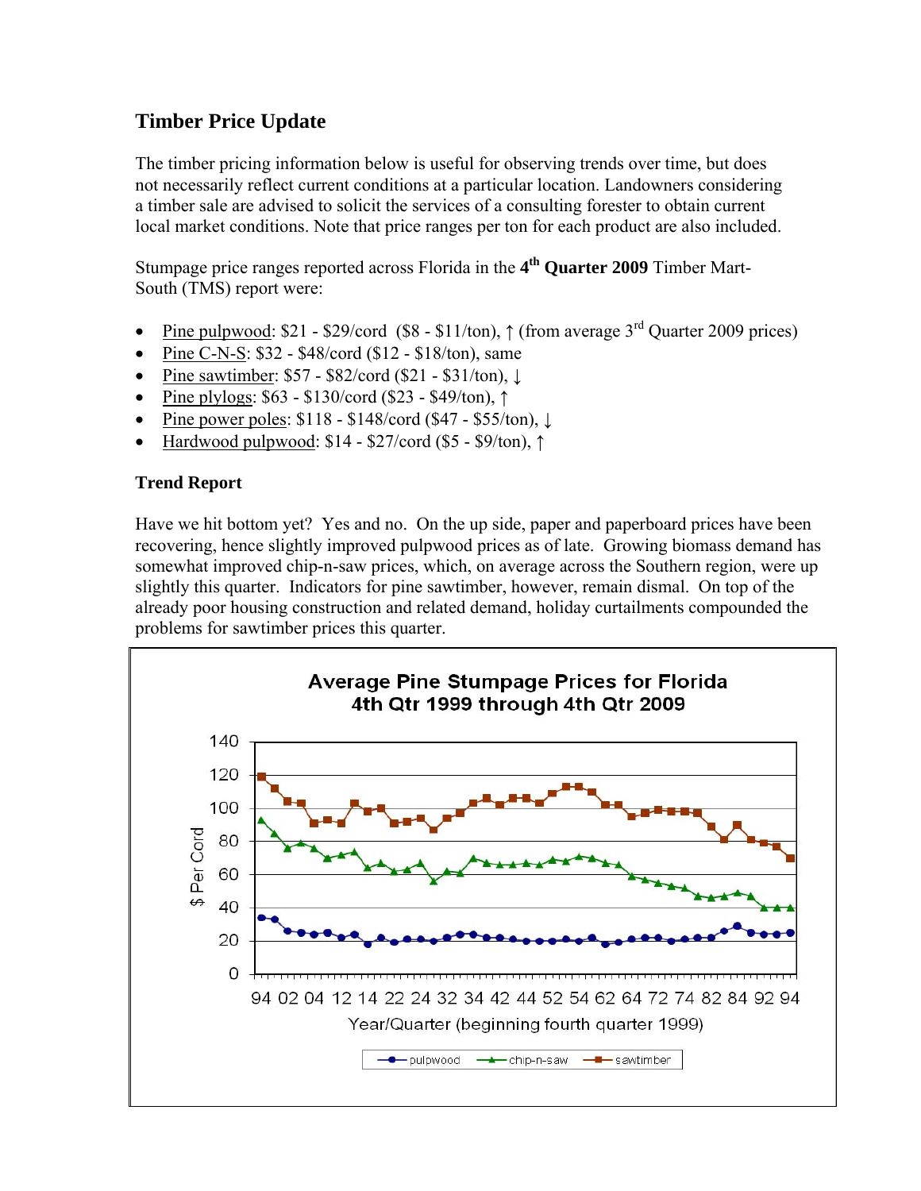## Timber Price Update

The timber pricing information below is useful for observing trends over time, but does not necessarily reflect current conditions at a particular location. Landowners considering a timber sale are advised to solicit the services of a consulting forester to obtain current local market conditions. Note that price ranges per ton for each product are also included.

Stumpage price ranges reported across Florida in the **4th Quarter 2009** Timber Mart-South (TMS) report were:

- Pine pulpwood: \$21 - \$29/cord (\$8 - \$11/ton), ↑ (from average 3rd Quarter 2009 prices)
- Pine C-N-S: \$32 - \$48/cord (\$12 - \$18/ton), same
- Pine sawtimber: \$57 - \$82/cord (\$21 - \$31/ton), ↓
- Pine plylogs: \$63 - \$130/cord (\$23 - \$49/ton), ↑
- Pine power poles: \$118 - \$148/cord (\$47 - \$55/ton), ↓
- Hardwood pulpwood: \$14 - \$27/cord (\$5 - \$9/ton), ↑

### Trend Report

Have we hit bottom yet? Yes and no. On the up side, paper and paperboard prices have been recovering, hence slightly improved pulpwood prices as of late. Growing biomass demand has somewhat improved chip-n-saw prices, which, on average across the Southern region, were up slightly this quarter. Indicators for pine sawtimber, however, remain dismal. On top of the already poor housing construction and related demand, holiday curtailments compounded the problems for sawtimber prices this quarter.

**Average Pine Stumpage Prices for Florida**
**4th Qtr 1999 through 4th Qtr 2009**

$ Per Cord — Year/Quarter (beginning fourth quarter 1999)

Legend: pulpwood, chip-n-saw, sawtimber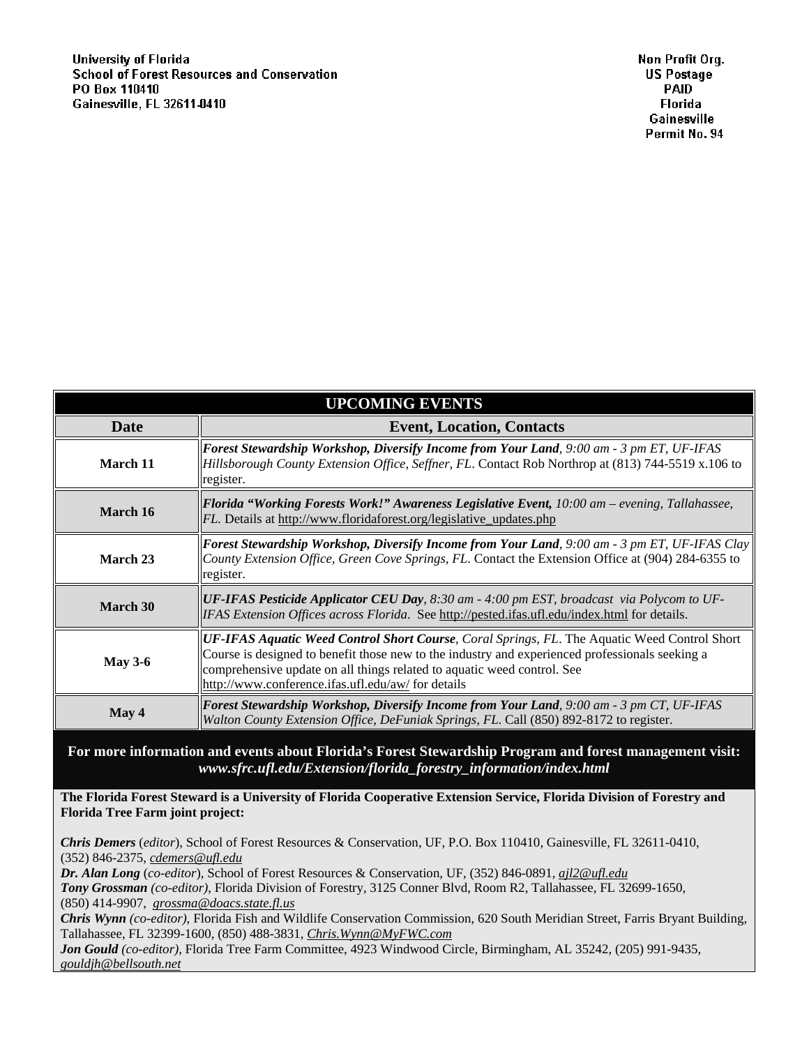University of Florida
School of Forest Resources and Conservation
PO Box 110410
Gainesville, FL 32611-0410

Non Profit Org.
US Postage
PAID
Florida
Gainesville
Permit No. 94

## UPCOMING EVENTS

| Date | Event, Location, Contacts |
|---|---|
| **March 11** | ***Forest Stewardship Workshop, Diversify Income from Your Land****, 9:00 am - 3 pm ET, UF-IFAS Hillsborough County Extension Office, Seffner, FL*. Contact Rob Northrop at (813) 744-5519 x.106 to register. |
| **March 16** | ***Florida "Working Forests Work!" Awareness Legislative Event,*** *10:00 am – evening, Tallahassee, FL.* Details at http://www.floridaforest.org/legislative_updates.php |
| **March 23** | ***Forest Stewardship Workshop, Diversify Income from Your Land****, 9:00 am - 3 pm ET, UF-IFAS Clay County Extension Office, Green Cove Springs, FL*. Contact the Extension Office at (904) 284-6355 to register. |
| **March 30** | ***UF-IFAS Pesticide Applicator CEU Day****, 8:30 am - 4:00 pm EST, broadcast via Polycom to UF-IFAS Extension Offices across Florida*. See http://pested.ifas.ufl.edu/index.html for details. |
| **May 3-6** | ***UF-IFAS Aquatic Weed Control Short Course****, Coral Springs, FL*. The Aquatic Weed Control Short Course is designed to benefit those new to the industry and experienced professionals seeking a comprehensive update on all things related to aquatic weed control. See http://www.conference.ifas.ufl.edu/aw/ for details |
| **May 4** | ***Forest Stewardship Workshop, Diversify Income from Your Land****, 9:00 am - 3 pm CT, UF-IFAS Walton County Extension Office, DeFuniak Springs, FL*. Call (850) 892-8172 to register. |

**For more information and events about Florida's Forest Stewardship Program and forest management visit:** ***www.sfrc.ufl.edu/Extension/florida_forestry_information/index.html***

**The Florida Forest Steward is a University of Florida Cooperative Extension Service, Florida Division of Forestry and Florida Tree Farm joint project:**

***Chris Demers*** (*editor*), School of Forest Resources & Conservation, UF, P.O. Box 110410, Gainesville, FL 32611-0410, (352) 846-2375, *cdemers@ufl.edu*
***Dr. Alan Long*** (*co-editor*), School of Forest Resources & Conservation, UF, (352) 846-0891, *ajl2@ufl.edu*
***Tony Grossman*** *(co-editor)*, Florida Division of Forestry, 3125 Conner Blvd, Room R2, Tallahassee, FL 32699-1650, (850) 414-9907, *grossma@doacs.state.fl.us*
***Chris Wynn*** *(co-editor)*, Florida Fish and Wildlife Conservation Commission, 620 South Meridian Street, Farris Bryant Building, Tallahassee, FL 32399-1600, (850) 488-3831, *Chris.Wynn@MyFWC.com*
***Jon Gould*** *(co-editor)*, Florida Tree Farm Committee, 4923 Windwood Circle, Birmingham, AL 35242, (205) 991-9435, *gouldjh@bellsouth.net*